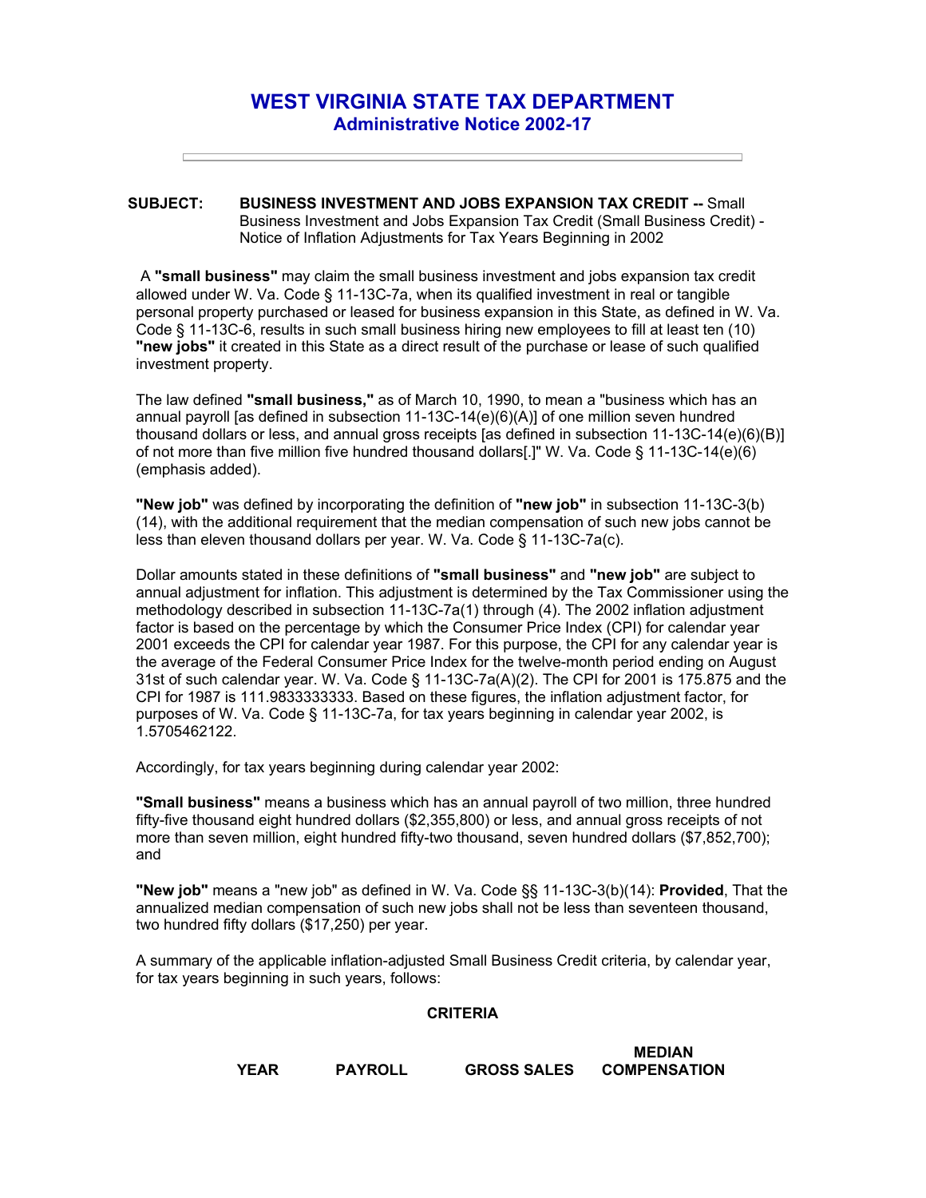# WEST VIRGINIA STATE TAX DEPARTMENT
## Administrative Notice 2002-17

---

**SUBJECT:** **BUSINESS INVESTMENT AND JOBS EXPANSION TAX CREDIT --** Small Business Investment and Jobs Expansion Tax Credit (Small Business Credit) - Notice of Inflation Adjustments for Tax Years Beginning in 2002

A **"small business"** may claim the small business investment and jobs expansion tax credit allowed under W. Va. Code § 11-13C-7a, when its qualified investment in real or tangible personal property purchased or leased for business expansion in this State, as defined in W. Va. Code § 11-13C-6, results in such small business hiring new employees to fill at least ten (10) **"new jobs"** it created in this State as a direct result of the purchase or lease of such qualified investment property.

The law defined **"small business,"** as of March 10, 1990, to mean a "business which has an annual payroll [as defined in subsection 11-13C-14(e)(6)(A)] of one million seven hundred thousand dollars or less, and annual gross receipts [as defined in subsection 11-13C-14(e)(6)(B)] of not more than five million five hundred thousand dollars[.]" W. Va. Code § 11-13C-14(e)(6) (emphasis added).

**"New job"** was defined by incorporating the definition of **"new job"** in subsection 11-13C-3(b)(14), with the additional requirement that the median compensation of such new jobs cannot be less than eleven thousand dollars per year. W. Va. Code § 11-13C-7a(c).

Dollar amounts stated in these definitions of **"small business"** and **"new job"** are subject to annual adjustment for inflation. This adjustment is determined by the Tax Commissioner using the methodology described in subsection 11-13C-7a(1) through (4). The 2002 inflation adjustment factor is based on the percentage by which the Consumer Price Index (CPI) for calendar year 2001 exceeds the CPI for calendar year 1987. For this purpose, the CPI for any calendar year is the average of the Federal Consumer Price Index for the twelve-month period ending on August 31st of such calendar year. W. Va. Code § 11-13C-7a(A)(2). The CPI for 2001 is 175.875 and the CPI for 1987 is 111.9833333333. Based on these figures, the inflation adjustment factor, for purposes of W. Va. Code § 11-13C-7a, for tax years beginning in calendar year 2002, is 1.5705462122.

Accordingly, for tax years beginning during calendar year 2002:

**"Small business"** means a business which has an annual payroll of two million, three hundred fifty-five thousand eight hundred dollars ($2,355,800) or less, and annual gross receipts of not more than seven million, eight hundred fifty-two thousand, seven hundred dollars ($7,852,700); and

**"New job"** means a "new job" as defined in W. Va. Code §§ 11-13C-3(b)(14): **Provided**, That the annualized median compensation of such new jobs shall not be less than seventeen thousand, two hundred fifty dollars ($17,250) per year.

A summary of the applicable inflation-adjusted Small Business Credit criteria, by calendar year, for tax years beginning in such years, follows:

**CRITERIA**

| YEAR | PAYROLL | GROSS SALES | MEDIAN COMPENSATION |
|---|---|---|---|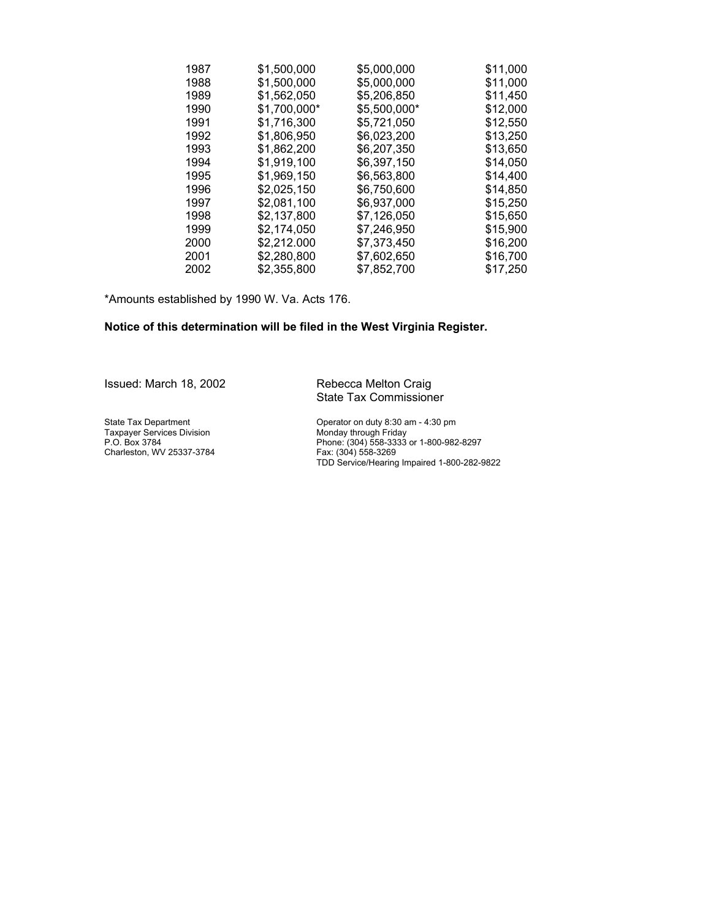| | | | |
|---|---|---|---|
| 1987 | $1,500,000 | $5,000,000 | $11,000 |
| 1988 | $1,500,000 | $5,000,000 | $11,000 |
| 1989 | $1,562,050 | $5,206,850 | $11,450 |
| 1990 | $1,700,000* | $5,500,000* | $12,000 |
| 1991 | $1,716,300 | $5,721,050 | $12,550 |
| 1992 | $1,806,950 | $6,023,200 | $13,250 |
| 1993 | $1,862,200 | $6,207,350 | $13,650 |
| 1994 | $1,919,100 | $6,397,150 | $14,050 |
| 1995 | $1,969,150 | $6,563,800 | $14,400 |
| 1996 | $2,025,150 | $6,750,600 | $14,850 |
| 1997 | $2,081,100 | $6,937,000 | $15,250 |
| 1998 | $2,137,800 | $7,126,050 | $15,650 |
| 1999 | $2,174,050 | $7,246,950 | $15,900 |
| 2000 | $2,212.000 | $7,373,450 | $16,200 |
| 2001 | $2,280,800 | $7,602,650 | $16,700 |
| 2002 | $2,355,800 | $7,852,700 | $17,250 |

*Amounts established by 1990 W. Va. Acts 176.

**Notice of this determination will be filed in the West Virginia Register.**

Issued: March 18, 2002

Rebecca Melton Craig
State Tax Commissioner

State Tax Department
Taxpayer Services Division
P.O. Box 3784
Charleston, WV 25337-3784

Operator on duty 8:30 am - 4:30 pm
Monday through Friday
Phone: (304) 558-3333 or 1-800-982-8297
Fax: (304) 558-3269
TDD Service/Hearing Impaired 1-800-282-9822